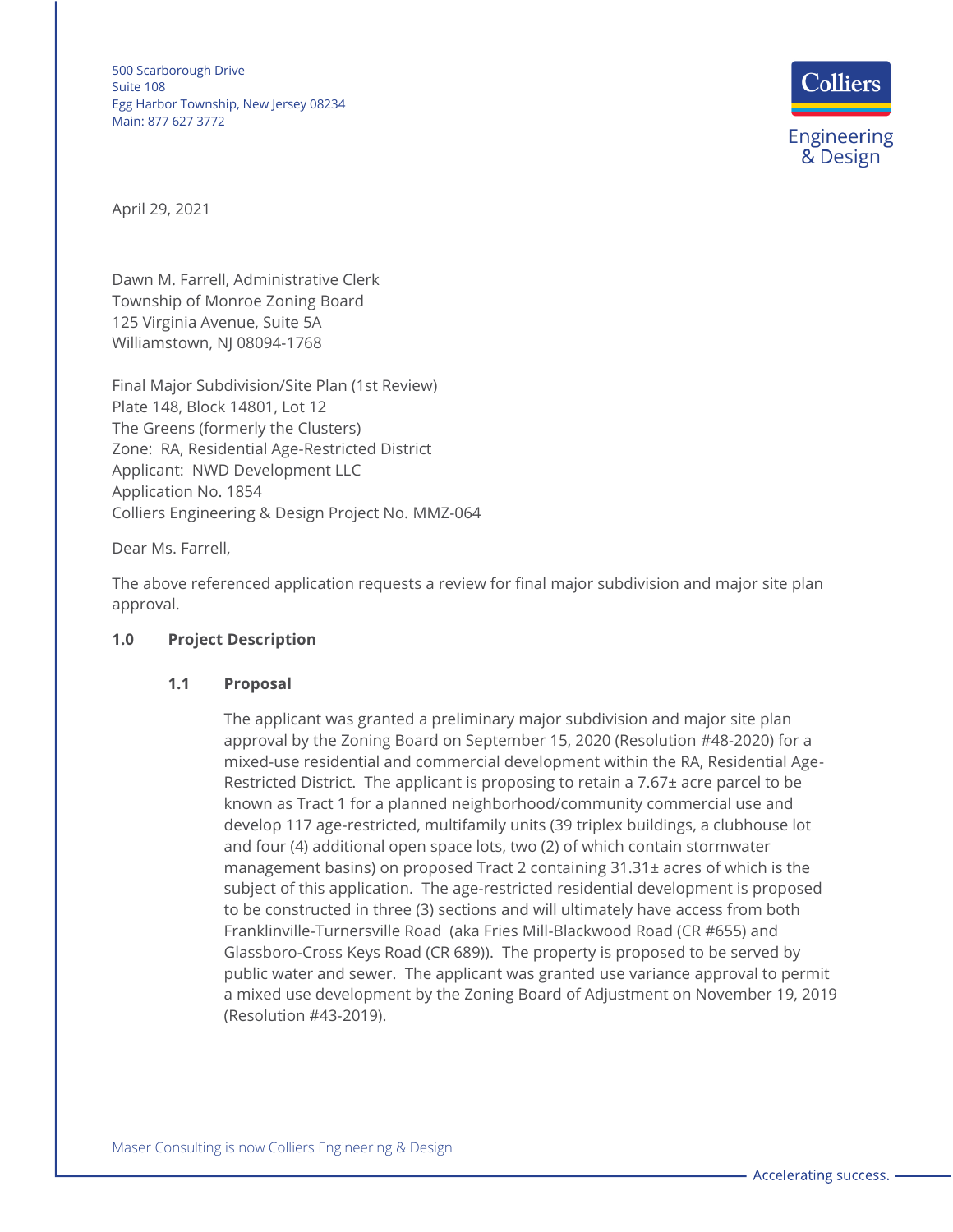500 Scarborough Drive
Suite 108
Egg Harbor Township, New Jersey 08234
Main: 877 627 3772

Colliers Engineering & Design

April 29, 2021

Dawn M. Farrell, Administrative Clerk
Township of Monroe Zoning Board
125 Virginia Avenue, Suite 5A
Williamstown, NJ 08094-1768

Final Major Subdivision/Site Plan (1st Review)
Plate 148, Block 14801, Lot 12
The Greens (formerly the Clusters)
Zone: RA, Residential Age-Restricted District
Applicant: NWD Development LLC
Application No. 1854
Colliers Engineering & Design Project No. MMZ-064

Dear Ms. Farrell,

The above referenced application requests a review for final major subdivision and major site plan approval.

## 1.0 Project Description

### 1.1 Proposal

The applicant was granted a preliminary major subdivision and major site plan approval by the Zoning Board on September 15, 2020 (Resolution #48-2020) for a mixed-use residential and commercial development within the RA, Residential Age-Restricted District. The applicant is proposing to retain a 7.67± acre parcel to be known as Tract 1 for a planned neighborhood/community commercial use and develop 117 age-restricted, multifamily units (39 triplex buildings, a clubhouse lot and four (4) additional open space lots, two (2) of which contain stormwater management basins) on proposed Tract 2 containing 31.31± acres of which is the subject of this application. The age-restricted residential development is proposed to be constructed in three (3) sections and will ultimately have access from both Franklinville-Turnersville Road (aka Fries Mill-Blackwood Road (CR #655) and Glassboro-Cross Keys Road (CR 689)). The property is proposed to be served by public water and sewer. The applicant was granted use variance approval to permit a mixed use development by the Zoning Board of Adjustment on November 19, 2019 (Resolution #43-2019).

Maser Consulting is now Colliers Engineering & Design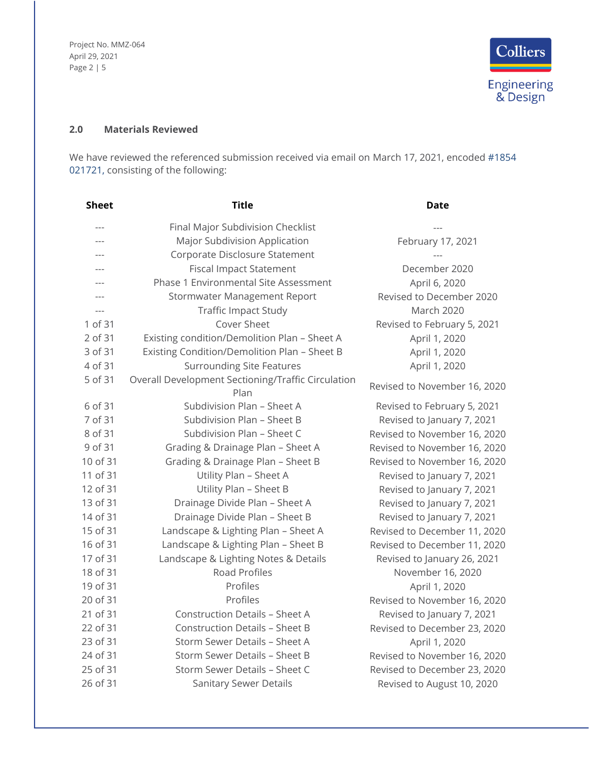## 2.0 Materials Reviewed

We have reviewed the referenced submission received via email on March 17, 2021, encoded #1854 021721, consisting of the following:

| Sheet | Title | Date |
|---|---|---|
| --- | Final Major Subdivision Checklist | --- |
| --- | Major Subdivision Application | February 17, 2021 |
| --- | Corporate Disclosure Statement | --- |
| --- | Fiscal Impact Statement | December 2020 |
| --- | Phase 1 Environmental Site Assessment | April 6, 2020 |
| --- | Stormwater Management Report | Revised to December 2020 |
| --- | Traffic Impact Study | March 2020 |
| 1 of 31 | Cover Sheet | Revised to February 5, 2021 |
| 2 of 31 | Existing condition/Demolition Plan – Sheet A | April 1, 2020 |
| 3 of 31 | Existing Condition/Demolition Plan – Sheet B | April 1, 2020 |
| 4 of 31 | Surrounding Site Features | April 1, 2020 |
| 5 of 31 | Overall Development Sectioning/Traffic Circulation Plan | Revised to November 16, 2020 |
| 6 of 31 | Subdivision Plan – Sheet A | Revised to February 5, 2021 |
| 7 of 31 | Subdivision Plan – Sheet B | Revised to January 7, 2021 |
| 8 of 31 | Subdivision Plan – Sheet C | Revised to November 16, 2020 |
| 9 of 31 | Grading & Drainage Plan – Sheet A | Revised to November 16, 2020 |
| 10 of 31 | Grading & Drainage Plan – Sheet B | Revised to November 16, 2020 |
| 11 of 31 | Utility Plan – Sheet A | Revised to January 7, 2021 |
| 12 of 31 | Utility Plan – Sheet B | Revised to January 7, 2021 |
| 13 of 31 | Drainage Divide Plan – Sheet A | Revised to January 7, 2021 |
| 14 of 31 | Drainage Divide Plan – Sheet B | Revised to January 7, 2021 |
| 15 of 31 | Landscape & Lighting Plan – Sheet A | Revised to December 11, 2020 |
| 16 of 31 | Landscape & Lighting Plan – Sheet B | Revised to December 11, 2020 |
| 17 of 31 | Landscape & Lighting Notes & Details | Revised to January 26, 2021 |
| 18 of 31 | Road Profiles | November 16, 2020 |
| 19 of 31 | Profiles | April 1, 2020 |
| 20 of 31 | Profiles | Revised to November 16, 2020 |
| 21 of 31 | Construction Details – Sheet A | Revised to January 7, 2021 |
| 22 of 31 | Construction Details – Sheet B | Revised to December 23, 2020 |
| 23 of 31 | Storm Sewer Details – Sheet A | April 1, 2020 |
| 24 of 31 | Storm Sewer Details – Sheet B | Revised to November 16, 2020 |
| 25 of 31 | Storm Sewer Details – Sheet C | Revised to December 23, 2020 |
| 26 of 31 | Sanitary Sewer Details | Revised to August 10, 2020 |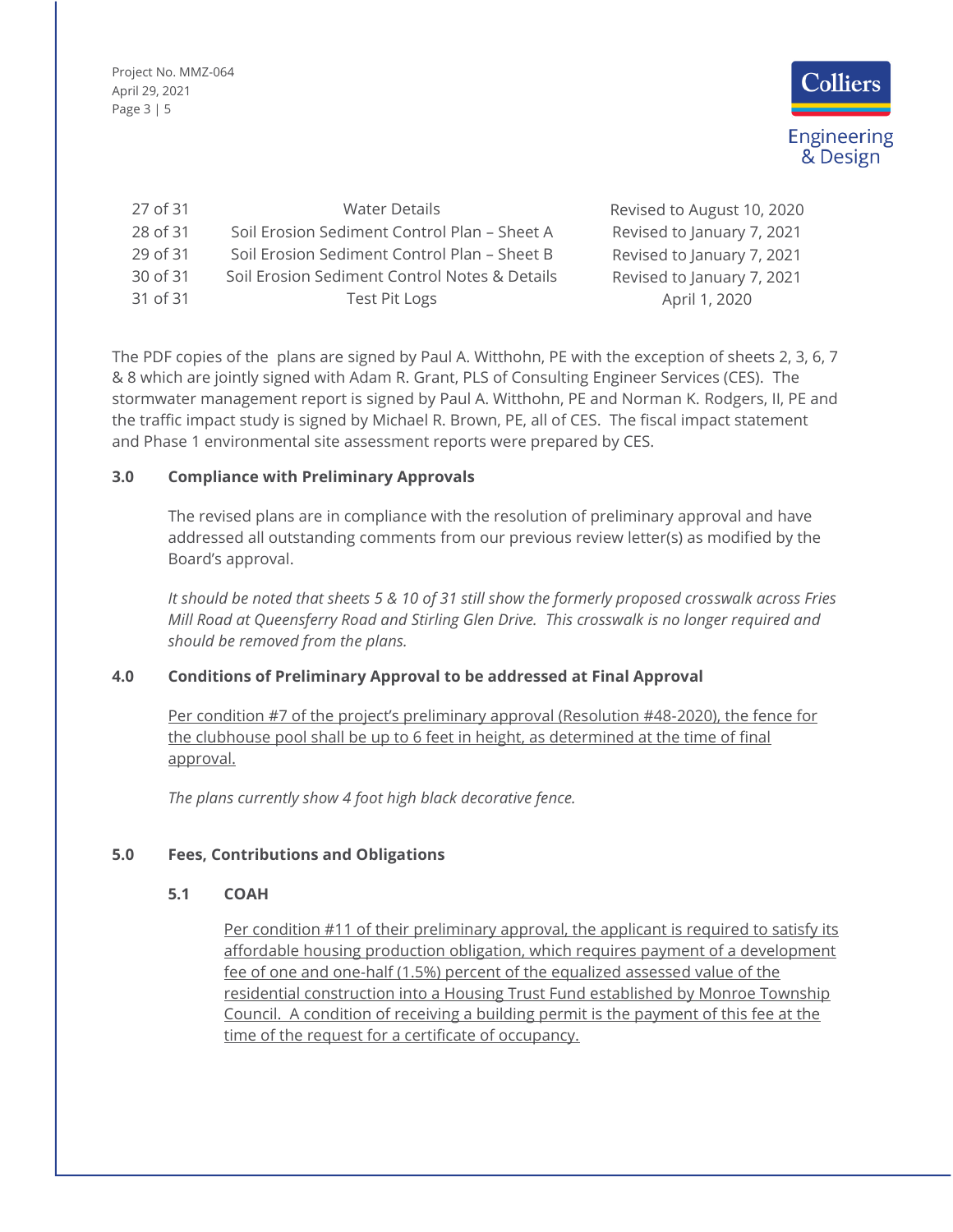| | | |
|---|---|---|
| 27 of 31 | Water Details | Revised to August 10, 2020 |
| 28 of 31 | Soil Erosion Sediment Control Plan – Sheet A | Revised to January 7, 2021 |
| 29 of 31 | Soil Erosion Sediment Control Plan – Sheet B | Revised to January 7, 2021 |
| 30 of 31 | Soil Erosion Sediment Control Notes & Details | Revised to January 7, 2021 |
| 31 of 31 | Test Pit Logs | April 1, 2020 |

The PDF copies of the plans are signed by Paul A. Witthohn, PE with the exception of sheets 2, 3, 6, 7 & 8 which are jointly signed with Adam R. Grant, PLS of Consulting Engineer Services (CES). The stormwater management report is signed by Paul A. Witthohn, PE and Norman K. Rodgers, II, PE and the traffic impact study is signed by Michael R. Brown, PE, all of CES. The fiscal impact statement and Phase 1 environmental site assessment reports were prepared by CES.

## 3.0 Compliance with Preliminary Approvals

The revised plans are in compliance with the resolution of preliminary approval and have addressed all outstanding comments from our previous review letter(s) as modified by the Board's approval.

*It should be noted that sheets 5 & 10 of 31 still show the formerly proposed crosswalk across Fries Mill Road at Queensferry Road and Stirling Glen Drive. This crosswalk is no longer required and should be removed from the plans.*

## 4.0 Conditions of Preliminary Approval to be addressed at Final Approval

<u>Per condition #7 of the project's preliminary approval (Resolution #48-2020), the fence for the clubhouse pool shall be up to 6 feet in height, as determined at the time of final approval.</u>

*The plans currently show 4 foot high black decorative fence.*

## 5.0 Fees, Contributions and Obligations

### 5.1 COAH

<u>Per condition #11 of their preliminary approval, the applicant is required to satisfy its affordable housing production obligation, which requires payment of a development fee of one and one-half (1.5%) percent of the equalized assessed value of the residential construction into a Housing Trust Fund established by Monroe Township Council. A condition of receiving a building permit is the payment of this fee at the time of the request for a certificate of occupancy.</u>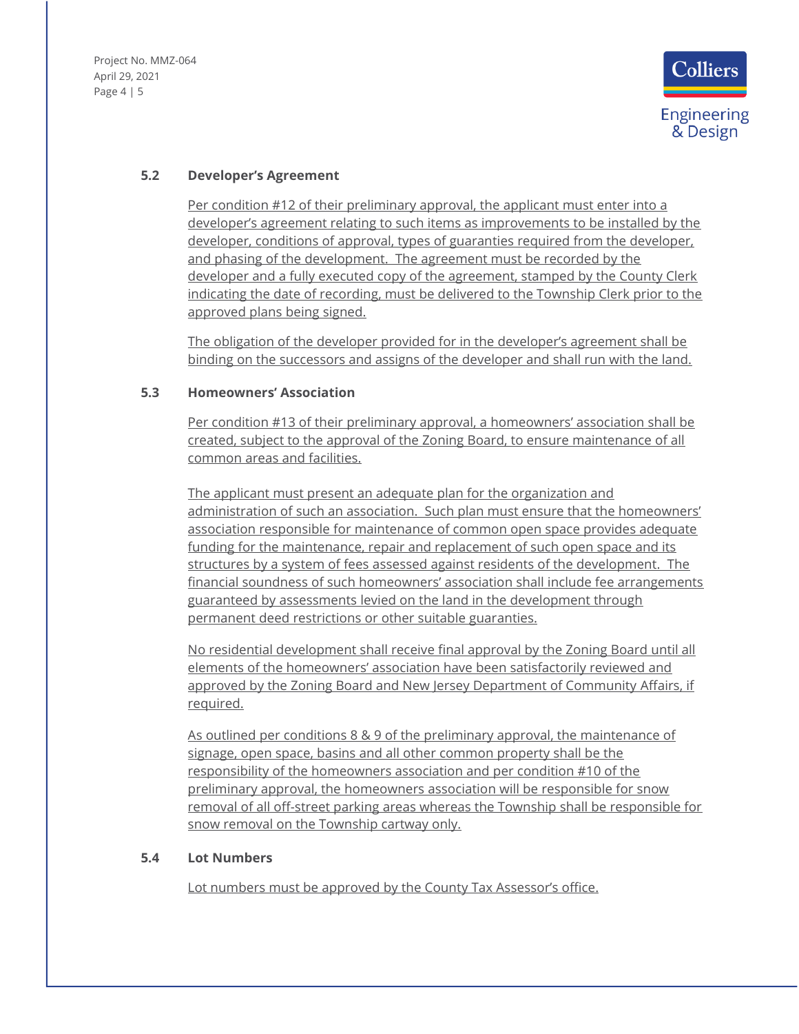### 5.2 Developer's Agreement

Per condition #12 of their preliminary approval, the applicant must enter into a developer's agreement relating to such items as improvements to be installed by the developer, conditions of approval, types of guaranties required from the developer, and phasing of the development. The agreement must be recorded by the developer and a fully executed copy of the agreement, stamped by the County Clerk indicating the date of recording, must be delivered to the Township Clerk prior to the approved plans being signed.

The obligation of the developer provided for in the developer's agreement shall be binding on the successors and assigns of the developer and shall run with the land.

### 5.3 Homeowners' Association

Per condition #13 of their preliminary approval, a homeowners' association shall be created, subject to the approval of the Zoning Board, to ensure maintenance of all common areas and facilities.

The applicant must present an adequate plan for the organization and administration of such an association. Such plan must ensure that the homeowners' association responsible for maintenance of common open space provides adequate funding for the maintenance, repair and replacement of such open space and its structures by a system of fees assessed against residents of the development. The financial soundness of such homeowners' association shall include fee arrangements guaranteed by assessments levied on the land in the development through permanent deed restrictions or other suitable guaranties.

No residential development shall receive final approval by the Zoning Board until all elements of the homeowners' association have been satisfactorily reviewed and approved by the Zoning Board and New Jersey Department of Community Affairs, if required.

As outlined per conditions 8 & 9 of the preliminary approval, the maintenance of signage, open space, basins and all other common property shall be the responsibility of the homeowners association and per condition #10 of the preliminary approval, the homeowners association will be responsible for snow removal of all off-street parking areas whereas the Township shall be responsible for snow removal on the Township cartway only.

### 5.4 Lot Numbers

Lot numbers must be approved by the County Tax Assessor's office.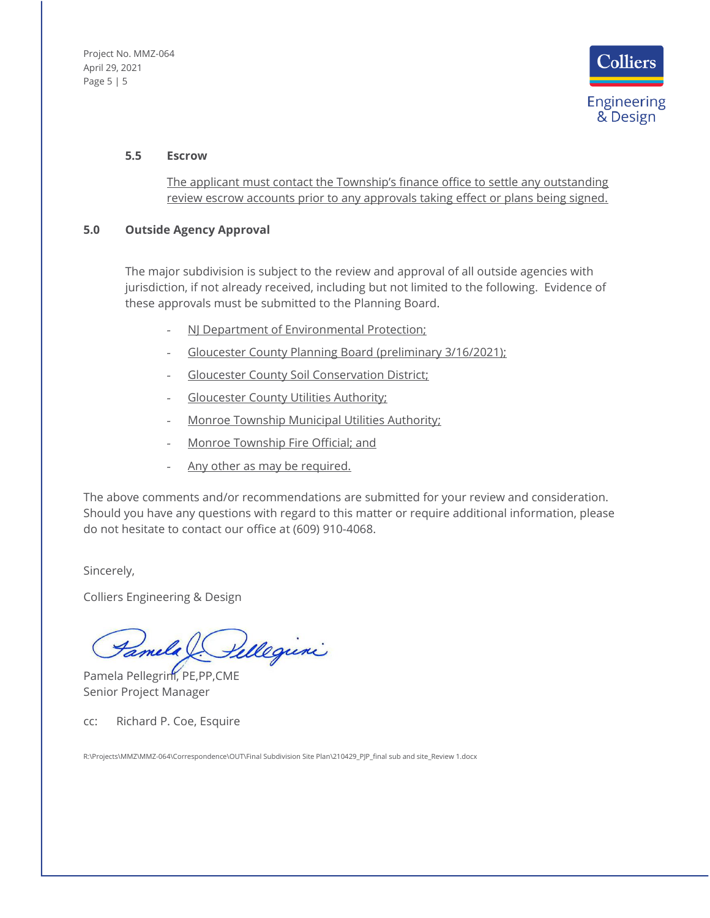### 5.5 Escrow

The applicant must contact the Township's finance office to settle any outstanding review escrow accounts prior to any approvals taking effect or plans being signed.

## 5.0 Outside Agency Approval

The major subdivision is subject to the review and approval of all outside agencies with jurisdiction, if not already received, including but not limited to the following. Evidence of these approvals must be submitted to the Planning Board.

- NJ Department of Environmental Protection;
- Gloucester County Planning Board (preliminary 3/16/2021);
- Gloucester County Soil Conservation District;
- Gloucester County Utilities Authority;
- Monroe Township Municipal Utilities Authority;
- Monroe Township Fire Official; and
- Any other as may be required.

The above comments and/or recommendations are submitted for your review and consideration. Should you have any questions with regard to this matter or require additional information, please do not hesitate to contact our office at (609) 910-4068.

Sincerely,

Colliers Engineering & Design

Pamela Pellegrini, PE,PP,CME
Senior Project Manager

cc: Richard P. Coe, Esquire

R:\Projects\MMZ\MMZ-064\Correspondence\OUT\Final Subdivision Site Plan\210429_PJP_final sub and site_Review 1.docx